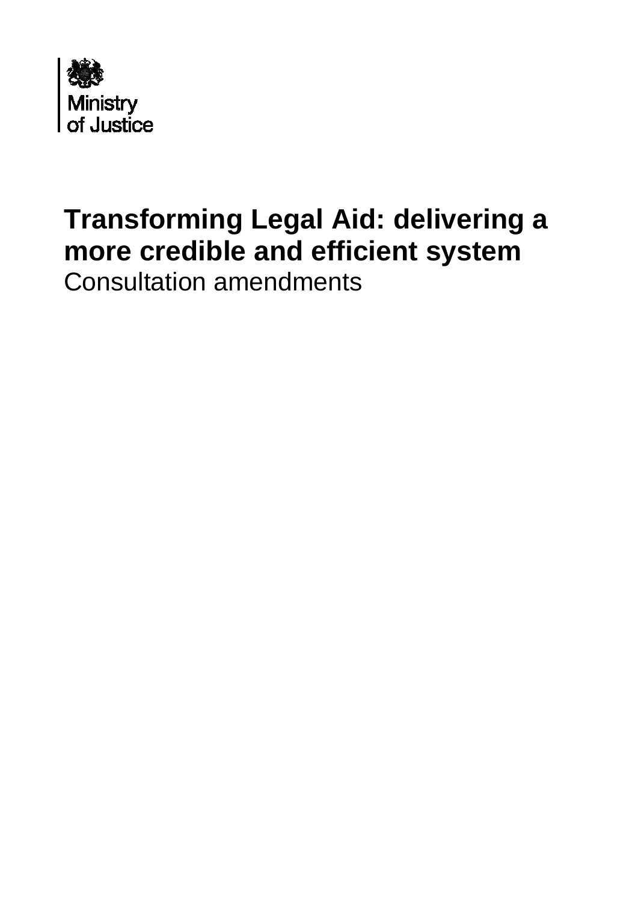Ministry of Justice

# Transforming Legal Aid: delivering a more credible and efficient system

Consultation amendments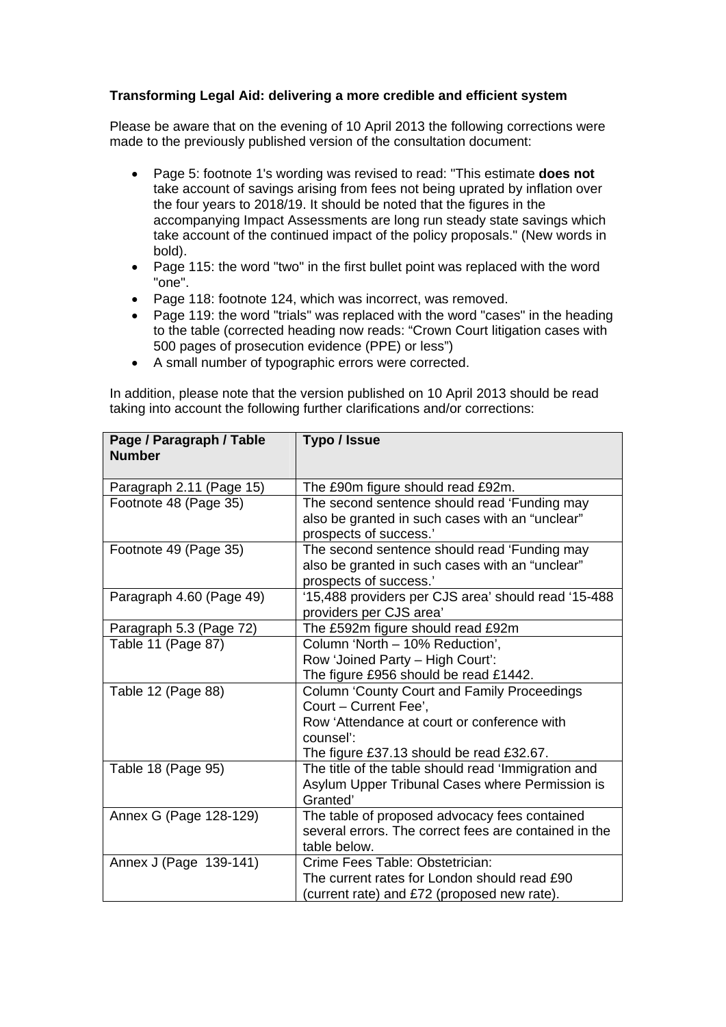**Transforming Legal Aid: delivering a more credible and efficient system**

Please be aware that on the evening of 10 April 2013 the following corrections were made to the previously published version of the consultation document:

- Page 5: footnote 1's wording was revised to read: "This estimate **does not** take account of savings arising from fees not being uprated by inflation over the four years to 2018/19. It should be noted that the figures in the accompanying Impact Assessments are long run steady state savings which take account of the continued impact of the policy proposals." (New words in bold).
- Page 115: the word "two" in the first bullet point was replaced with the word "one".
- Page 118: footnote 124, which was incorrect, was removed.
- Page 119: the word "trials" was replaced with the word "cases" in the heading to the table (corrected heading now reads: "Crown Court litigation cases with 500 pages of prosecution evidence (PPE) or less")
- A small number of typographic errors were corrected.

In addition, please note that the version published on 10 April 2013 should be read taking into account the following further clarifications and/or corrections:

| Page / Paragraph / Table Number | Typo / Issue |
|---|---|
| Paragraph 2.11 (Page 15) | The £90m figure should read £92m. |
| Footnote 48 (Page 35) | The second sentence should read 'Funding may also be granted in such cases with an "unclear" prospects of success.' |
| Footnote 49 (Page 35) | The second sentence should read 'Funding may also be granted in such cases with an "unclear" prospects of success.' |
| Paragraph 4.60 (Page 49) | '15,488 providers per CJS area' should read '15-488 providers per CJS area' |
| Paragraph 5.3 (Page 72) | The £592m figure should read £92m |
| Table 11 (Page 87) | Column 'North – 10% Reduction',<br>Row 'Joined Party – High Court':<br>The figure £956 should be read £1442. |
| Table 12 (Page 88) | Column 'County Court and Family Proceedings Court – Current Fee',<br>Row 'Attendance at court or conference with counsel':<br>The figure £37.13 should be read £32.67. |
| Table 18 (Page 95) | The title of the table should read 'Immigration and Asylum Upper Tribunal Cases where Permission is Granted' |
| Annex G (Page 128-129) | The table of proposed advocacy fees contained several errors. The correct fees are contained in the table below. |
| Annex J (Page 139-141) | Crime Fees Table: Obstetrician:<br>The current rates for London should read £90 (current rate) and £72 (proposed new rate). |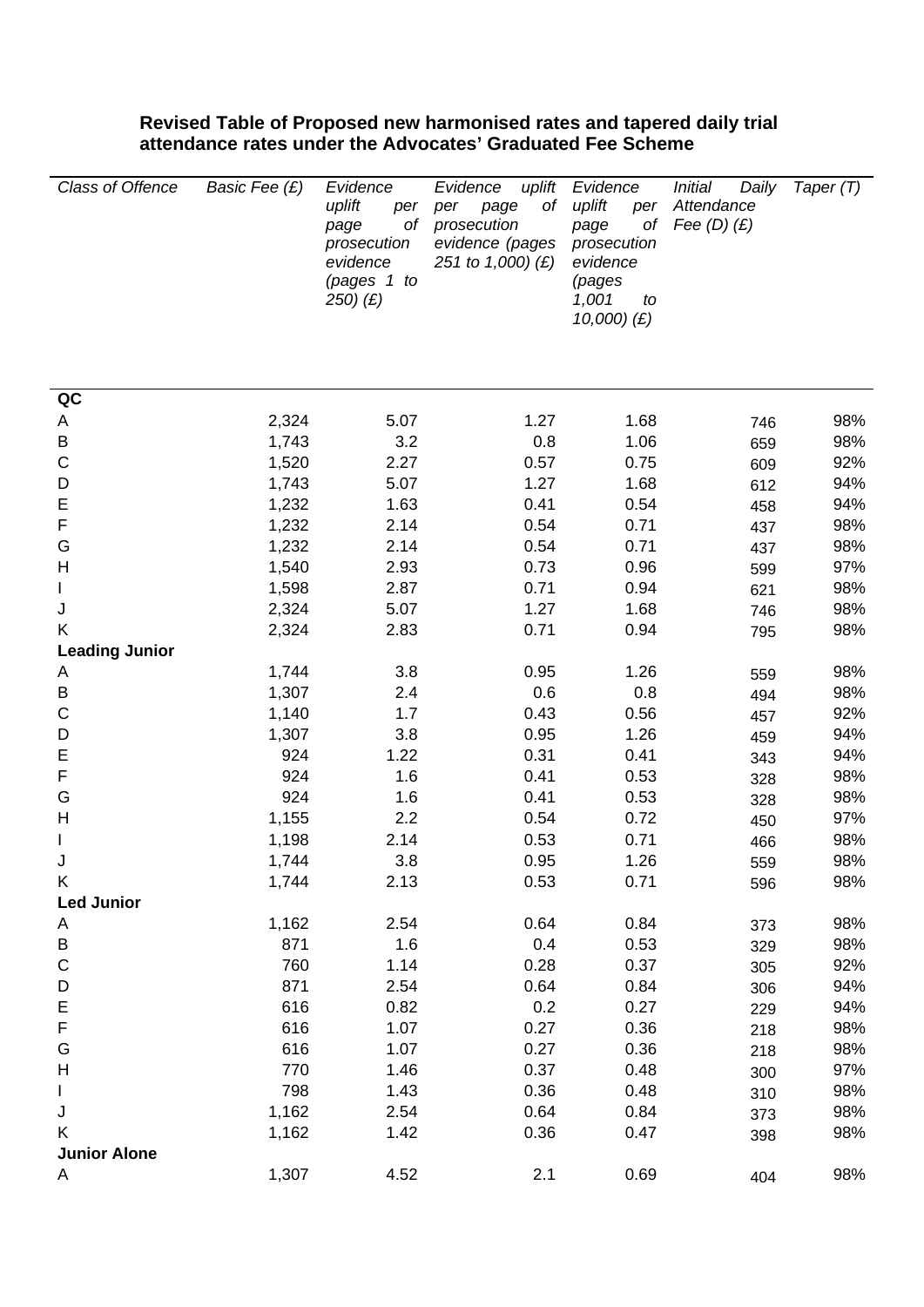**Revised Table of Proposed new harmonised rates and tapered daily trial attendance rates under the Advocates' Graduated Fee Scheme**

| *Class of Offence* | *Basic Fee (£)* | *Evidence uplift per page of prosecution evidence (pages 1 to 250) (£)* | *Evidence uplift per page of prosecution evidence (pages 251 to 1,000) (£)* | *Evidence uplift per page of prosecution evidence (pages 1,001 to 10,000) (£)* | *Initial Daily Attendance Fee (D) (£)* | *Taper (T)* |
|---|---|---|---|---|---|---|
| **QC** | | | | | | |
| A | 2,324 | 5.07 | 1.27 | 1.68 | 746 | 98% |
| B | 1,743 | 3.2 | 0.8 | 1.06 | 659 | 98% |
| C | 1,520 | 2.27 | 0.57 | 0.75 | 609 | 92% |
| D | 1,743 | 5.07 | 1.27 | 1.68 | 612 | 94% |
| E | 1,232 | 1.63 | 0.41 | 0.54 | 458 | 94% |
| F | 1,232 | 2.14 | 0.54 | 0.71 | 437 | 98% |
| G | 1,232 | 2.14 | 0.54 | 0.71 | 437 | 98% |
| H | 1,540 | 2.93 | 0.73 | 0.96 | 599 | 97% |
| I | 1,598 | 2.87 | 0.71 | 0.94 | 621 | 98% |
| J | 2,324 | 5.07 | 1.27 | 1.68 | 746 | 98% |
| K | 2,324 | 2.83 | 0.71 | 0.94 | 795 | 98% |
| **Leading Junior** | | | | | | |
| A | 1,744 | 3.8 | 0.95 | 1.26 | 559 | 98% |
| B | 1,307 | 2.4 | 0.6 | 0.8 | 494 | 98% |
| C | 1,140 | 1.7 | 0.43 | 0.56 | 457 | 92% |
| D | 1,307 | 3.8 | 0.95 | 1.26 | 459 | 94% |
| E | 924 | 1.22 | 0.31 | 0.41 | 343 | 94% |
| F | 924 | 1.6 | 0.41 | 0.53 | 328 | 98% |
| G | 924 | 1.6 | 0.41 | 0.53 | 328 | 98% |
| H | 1,155 | 2.2 | 0.54 | 0.72 | 450 | 97% |
| I | 1,198 | 2.14 | 0.53 | 0.71 | 466 | 98% |
| J | 1,744 | 3.8 | 0.95 | 1.26 | 559 | 98% |
| K | 1,744 | 2.13 | 0.53 | 0.71 | 596 | 98% |
| **Led Junior** | | | | | | |
| A | 1,162 | 2.54 | 0.64 | 0.84 | 373 | 98% |
| B | 871 | 1.6 | 0.4 | 0.53 | 329 | 98% |
| C | 760 | 1.14 | 0.28 | 0.37 | 305 | 92% |
| D | 871 | 2.54 | 0.64 | 0.84 | 306 | 94% |
| E | 616 | 0.82 | 0.2 | 0.27 | 229 | 94% |
| F | 616 | 1.07 | 0.27 | 0.36 | 218 | 98% |
| G | 616 | 1.07 | 0.27 | 0.36 | 218 | 98% |
| H | 770 | 1.46 | 0.37 | 0.48 | 300 | 97% |
| I | 798 | 1.43 | 0.36 | 0.48 | 310 | 98% |
| J | 1,162 | 2.54 | 0.64 | 0.84 | 373 | 98% |
| K | 1,162 | 1.42 | 0.36 | 0.47 | 398 | 98% |
| **Junior Alone** | | | | | | |
| A | 1,307 | 4.52 | 2.1 | 0.69 | 404 | 98% |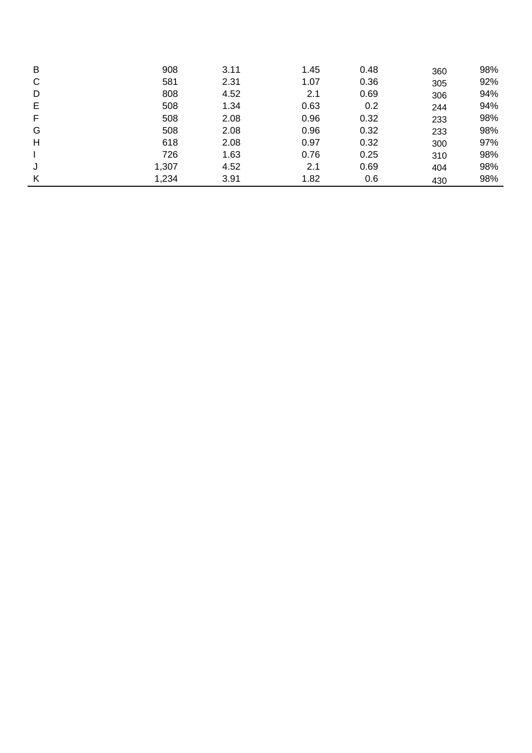| | | | | | | |
|---|---|---|---|---|---|---|
| B | 908 | 3.11 | 1.45 | 0.48 | 360 | 98% |
| C | 581 | 2.31 | 1.07 | 0.36 | 305 | 92% |
| D | 808 | 4.52 | 2.1 | 0.69 | 306 | 94% |
| E | 508 | 1.34 | 0.63 | 0.2 | 244 | 94% |
| F | 508 | 2.08 | 0.96 | 0.32 | 233 | 98% |
| G | 508 | 2.08 | 0.96 | 0.32 | 233 | 98% |
| H | 618 | 2.08 | 0.97 | 0.32 | 300 | 97% |
| I | 726 | 1.63 | 0.76 | 0.25 | 310 | 98% |
| J | 1,307 | 4.52 | 2.1 | 0.69 | 404 | 98% |
| K | 1,234 | 3.91 | 1.82 | 0.6 | 430 | 98% |